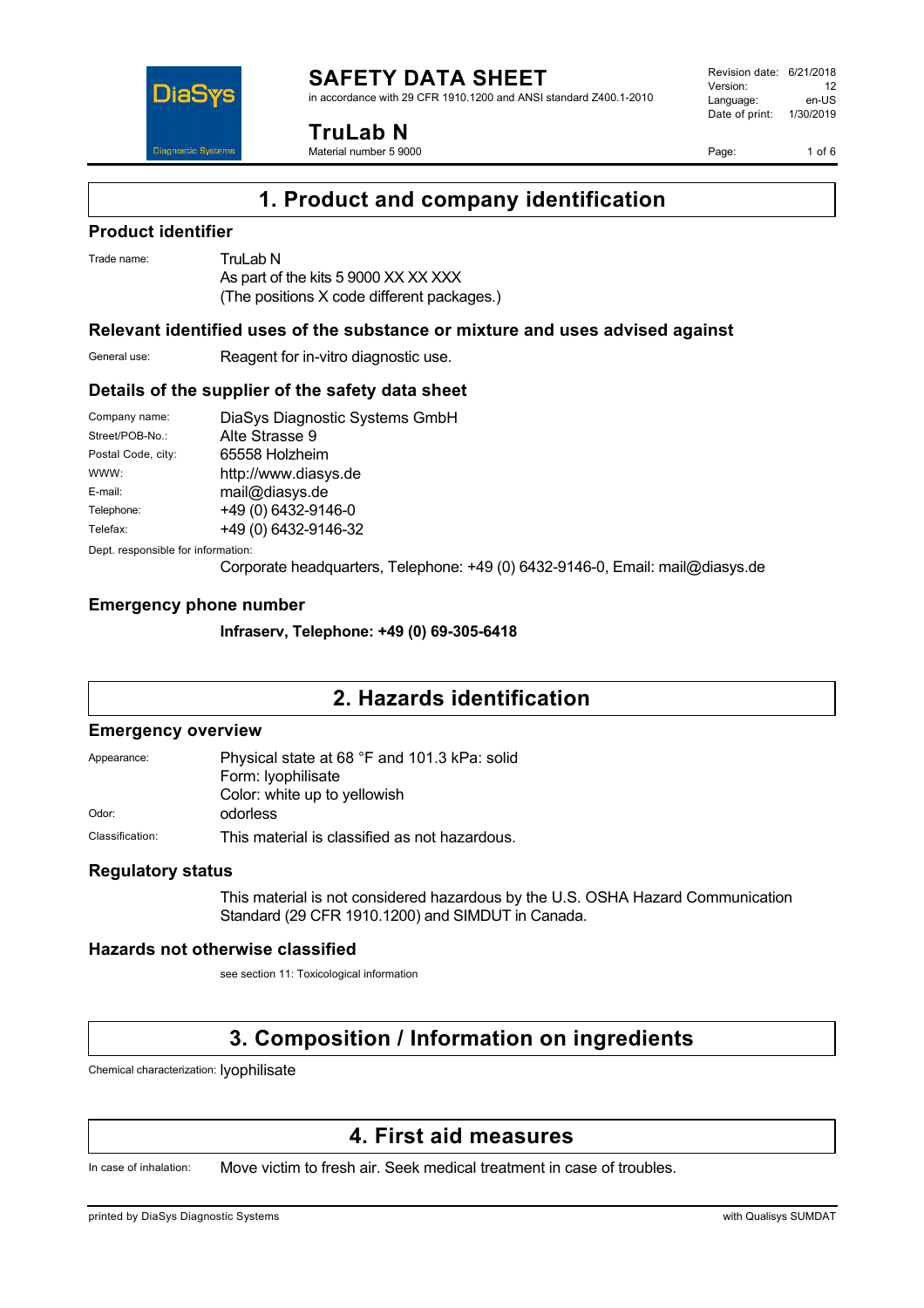# SAFETY DATA SHEET

in accordance with 29 CFR 1910.1200 and ANSI standard Z400.1-2010

Revision date: 6/21/2018
Version: 12
Language: en-US
Date of print: 1/30/2019

**TruLab N**

Material number 5 9000

## 1. Product and company identification

### Product identifier

Trade name: TruLab N
As part of the kits 5 9000 XX XX XXX
(The positions X code different packages.)

### Relevant identified uses of the substance or mixture and uses advised against

General use: Reagent for in-vitro diagnostic use.

### Details of the supplier of the safety data sheet

| | |
|---|---|
| Company name: | DiaSys Diagnostic Systems GmbH |
| Street/POB-No.: | Alte Strasse 9 |
| Postal Code, city: | 65558 Holzheim |
| WWW: | http://www.diasys.de |
| E-mail: | mail@diasys.de |
| Telephone: | +49 (0) 6432-9146-0 |
| Telefax: | +49 (0) 6432-9146-32 |

Dept. responsible for information:
Corporate headquarters, Telephone: +49 (0) 6432-9146-0, Email: mail@diasys.de

### Emergency phone number

**Infraserv, Telephone: +49 (0) 69-305-6418**

## 2. Hazards identification

### Emergency overview

Appearance: Physical state at 68 °F and 101.3 kPa: solid
Form: lyophilisate
Color: white up to yellowish

Odor: odorless

Classification: This material is classified as not hazardous.

### Regulatory status

This material is not considered hazardous by the U.S. OSHA Hazard Communication Standard (29 CFR 1910.1200) and SIMDUT in Canada.

### Hazards not otherwise classified

see section 11: Toxicological information

## 3. Composition / Information on ingredients

Chemical characterization: lyophilisate

## 4. First aid measures

In case of inhalation: Move victim to fresh air. Seek medical treatment in case of troubles.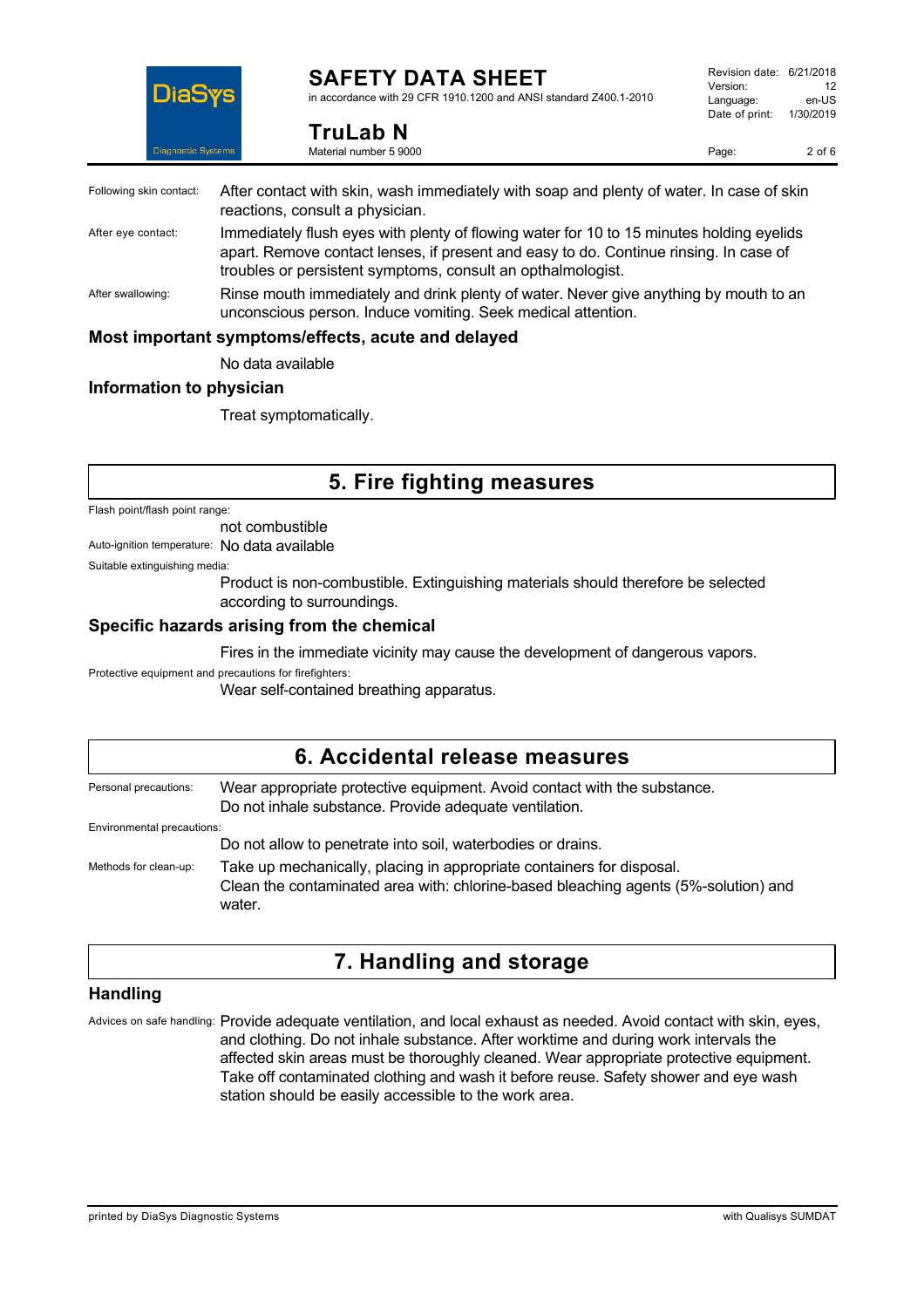Following skin contact: After contact with skin, wash immediately with soap and plenty of water. In case of skin reactions, consult a physician.

After eye contact: Immediately flush eyes with plenty of flowing water for 10 to 15 minutes holding eyelids apart. Remove contact lenses, if present and easy to do. Continue rinsing. In case of troubles or persistent symptoms, consult an opthalmologist.

After swallowing: Rinse mouth immediately and drink plenty of water. Never give anything by mouth to an unconscious person. Induce vomiting. Seek medical attention.

### Most important symptoms/effects, acute and delayed

No data available

### Information to physician

Treat symptomatically.

## 5. Fire fighting measures

Flash point/flash point range:

not combustible

Auto-ignition temperature: No data available

Suitable extinguishing media:

Product is non-combustible. Extinguishing materials should therefore be selected according to surroundings.

### Specific hazards arising from the chemical

Fires in the immediate vicinity may cause the development of dangerous vapors.

Protective equipment and precautions for firefighters:

Wear self-contained breathing apparatus.

## 6. Accidental release measures

Personal precautions: Wear appropriate protective equipment. Avoid contact with the substance. Do not inhale substance. Provide adequate ventilation.

Environmental precautions:

Do not allow to penetrate into soil, waterbodies or drains.

Methods for clean-up: Take up mechanically, placing in appropriate containers for disposal. Clean the contaminated area with: chlorine-based bleaching agents (5%-solution) and water.

## 7. Handling and storage

### Handling

Advices on safe handling: Provide adequate ventilation, and local exhaust as needed. Avoid contact with skin, eyes, and clothing. Do not inhale substance. After worktime and during work intervals the affected skin areas must be thoroughly cleaned. Wear appropriate protective equipment. Take off contaminated clothing and wash it before reuse. Safety shower and eye wash station should be easily accessible to the work area.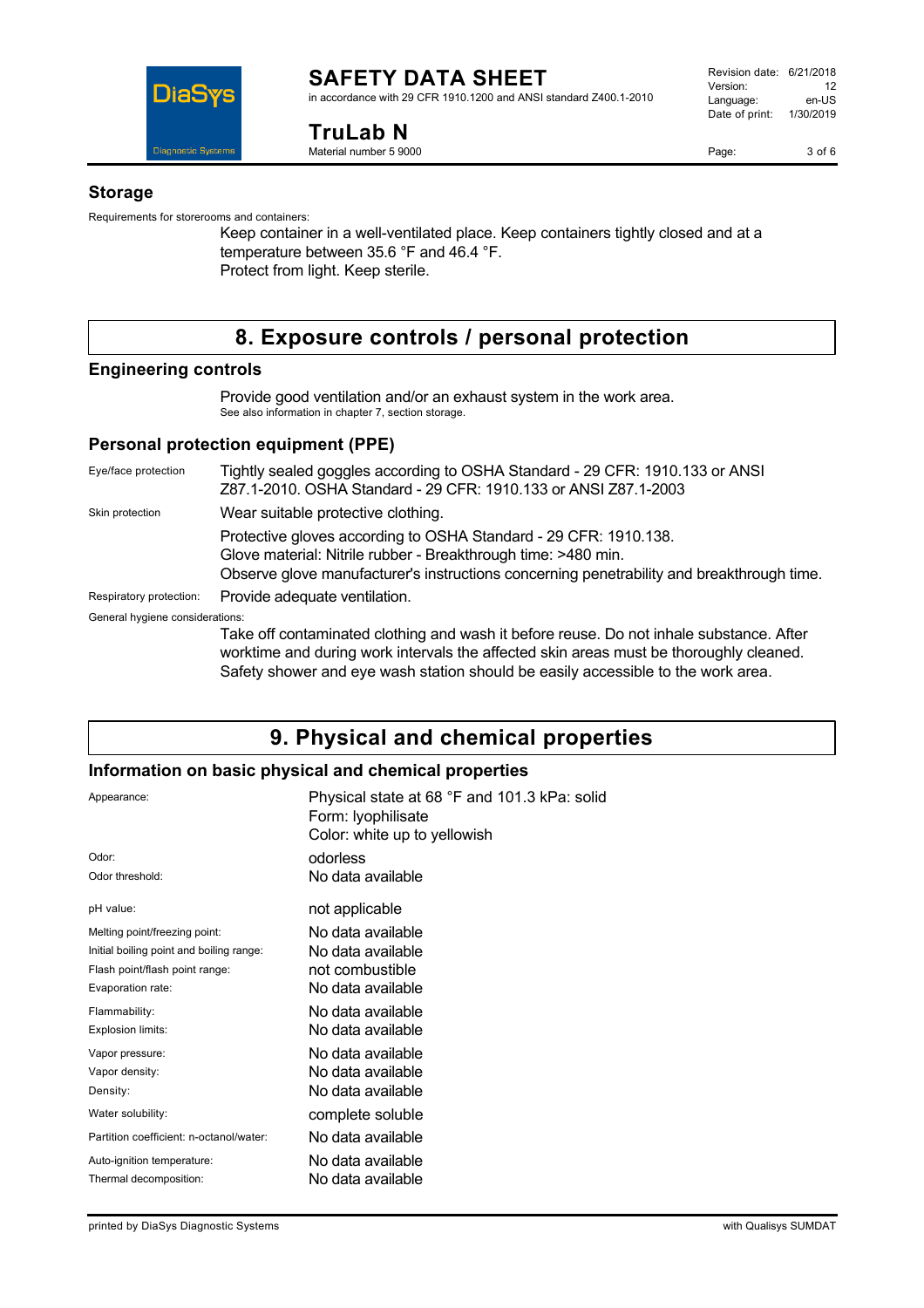## Storage

Requirements for storerooms and containers:

Keep container in a well-ventilated place. Keep containers tightly closed and at a temperature between 35.6 °F and 46.4 °F.
Protect from light. Keep sterile.

# 8. Exposure controls / personal protection

## Engineering controls

Provide good ventilation and/or an exhaust system in the work area.
See also information in chapter 7, section storage.

## Personal protection equipment (PPE)

| | |
|---|---|
| Eye/face protection | Tightly sealed goggles according to OSHA Standard - 29 CFR: 1910.133 or ANSI Z87.1-2010. OSHA Standard - 29 CFR: 1910.133 or ANSI Z87.1-2003 |
| Skin protection | Wear suitable protective clothing. |
| | Protective gloves according to OSHA Standard - 29 CFR: 1910.138. Glove material: Nitrile rubber - Breakthrough time: >480 min. Observe glove manufacturer's instructions concerning penetrability and breakthrough time. |
| Respiratory protection: | Provide adequate ventilation. |

General hygiene considerations:

Take off contaminated clothing and wash it before reuse. Do not inhale substance. After worktime and during work intervals the affected skin areas must be thoroughly cleaned. Safety shower and eye wash station should be easily accessible to the work area.

# 9. Physical and chemical properties

## Information on basic physical and chemical properties

| | |
|---|---|
| Appearance: | Physical state at 68 °F and 101.3 kPa: solid<br>Form: lyophilisate<br>Color: white up to yellowish |
| Odor: | odorless |
| Odor threshold: | No data available |
| pH value: | not applicable |
| Melting point/freezing point: | No data available |
| Initial boiling point and boiling range: | No data available |
| Flash point/flash point range: | not combustible |
| Evaporation rate: | No data available |
| Flammability: | No data available |
| Explosion limits: | No data available |
| Vapor pressure: | No data available |
| Vapor density: | No data available |
| Density: | No data available |
| Water solubility: | complete soluble |
| Partition coefficient: n-octanol/water: | No data available |
| Auto-ignition temperature: | No data available |
| Thermal decomposition: | No data available |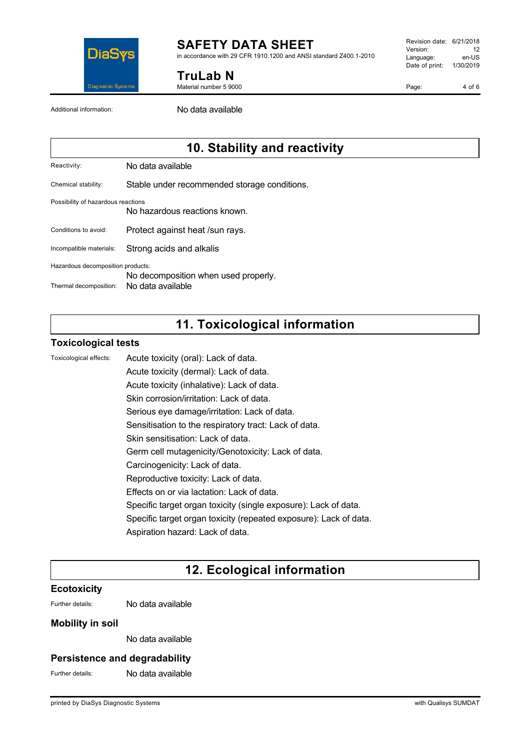Additional information: No data available

## 10. Stability and reactivity

Reactivity: No data available

Chemical stability: Stable under recommended storage conditions.

Possibility of hazardous reactions: No hazardous reactions known.

Conditions to avoid: Protect against heat /sun rays.

Incompatible materials: Strong acids and alkalis

Hazardous decomposition products: No decomposition when used properly.

Thermal decomposition: No data available

## 11. Toxicological information

### Toxicological tests

Toxicological effects:

Acute toxicity (oral): Lack of data.
Acute toxicity (dermal): Lack of data.
Acute toxicity (inhalative): Lack of data.
Skin corrosion/irritation: Lack of data.
Serious eye damage/irritation: Lack of data.
Sensitisation to the respiratory tract: Lack of data.
Skin sensitisation: Lack of data.
Germ cell mutagenicity/Genotoxicity: Lack of data.
Carcinogenicity: Lack of data.
Reproductive toxicity: Lack of data.
Effects on or via lactation: Lack of data.
Specific target organ toxicity (single exposure): Lack of data.
Specific target organ toxicity (repeated exposure): Lack of data.
Aspiration hazard: Lack of data.

## 12. Ecological information

### Ecotoxicity

Further details: No data available

### Mobility in soil

No data available

### Persistence and degradability

Further details: No data available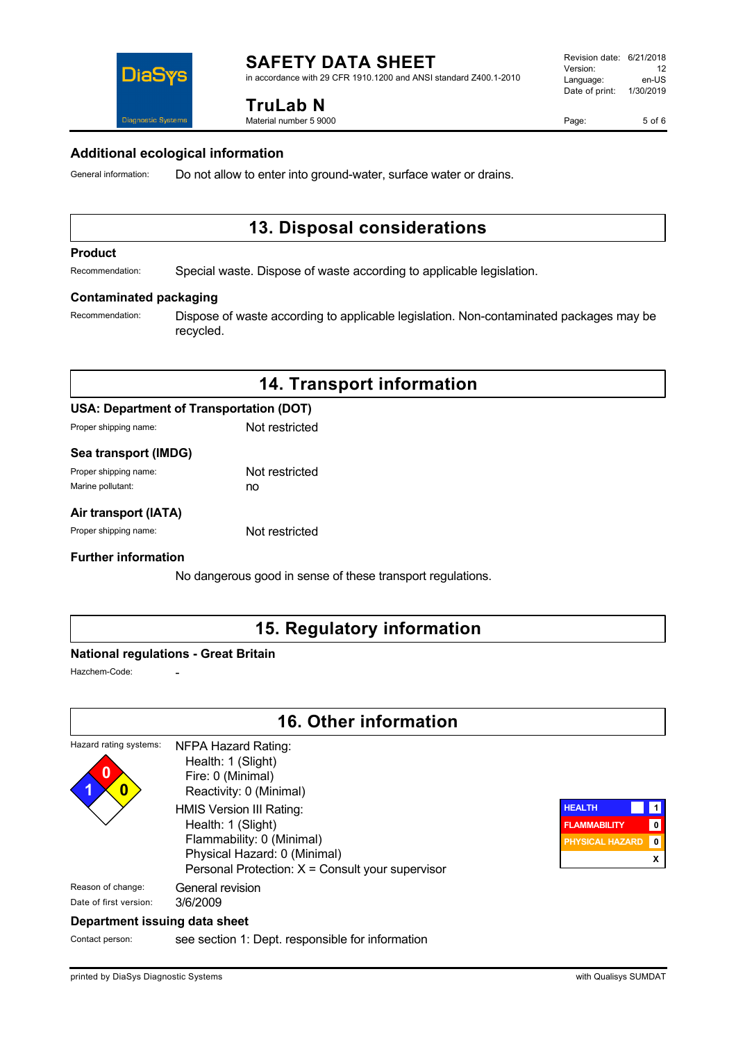### Additional ecological information

General information: Do not allow to enter into ground-water, surface water or drains.

## 13. Disposal considerations

### Product

Recommendation: Special waste. Dispose of waste according to applicable legislation.

### Contaminated packaging

Recommendation: Dispose of waste according to applicable legislation. Non-contaminated packages may be recycled.

## 14. Transport information

### USA: Department of Transportation (DOT)

Proper shipping name: Not restricted

### Sea transport (IMDG)

Proper shipping name: Not restricted
Marine pollutant: no

### Air transport (IATA)

Proper shipping name: Not restricted

### Further information

No dangerous good in sense of these transport regulations.

## 15. Regulatory information

### National regulations - Great Britain

Hazchem-Code: -

## 16. Other information

Hazard rating systems:

NFPA Hazard Rating:
- Health: 1 (Slight)
- Fire: 0 (Minimal)
- Reactivity: 0 (Minimal)

HMIS Version III Rating:
- Health: 1 (Slight)
- Flammability: 0 (Minimal)
- Physical Hazard: 0 (Minimal)
- Personal Protection: X = Consult your supervisor

| HEALTH | 1 |
|---|---|
| FLAMMABILITY | 0 |
| PHYSICAL HAZARD | 0 |
| | X |

Reason of change: General revision
Date of first version: 3/6/2009

### Department issuing data sheet

Contact person: see section 1: Dept. responsible for information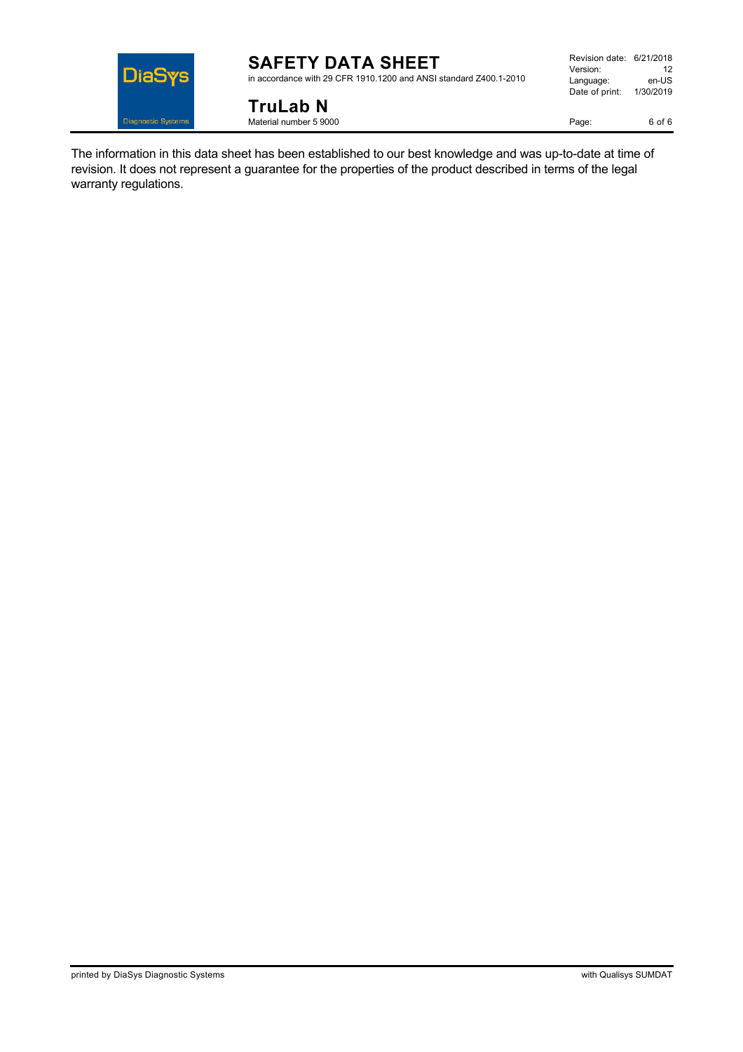The information in this data sheet has been established to our best knowledge and was up-to-date at time of revision. It does not represent a guarantee for the properties of the product described in terms of the legal warranty regulations.